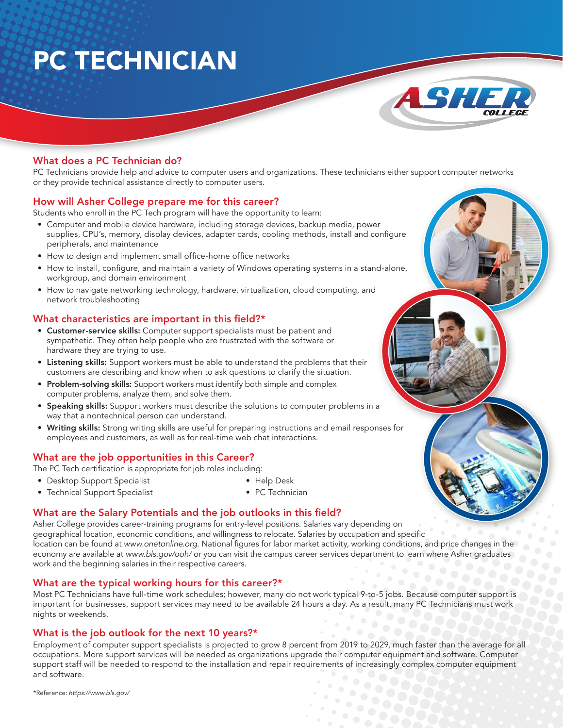# PC TECHNICIAN

## What does a PC Technician do?

PC Technicians provide help and advice to computer users and organizations. These technicians either support computer networks or they provide technical assistance directly to computer users.

## How will Asher College prepare me for this career?

Students who enroll in the PC Tech program will have the opportunity to learn:

- Computer and mobile device hardware, including storage devices, backup media, power supplies, CPU's, memory, display devices, adapter cards, cooling methods, install and configure peripherals, and maintenance
- How to design and implement small office-home office networks
- How to install, configure, and maintain a variety of Windows operating systems in a stand-alone, workgroup, and domain environment
- How to navigate networking technology, hardware, virtualization, cloud computing, and network troubleshooting

## What characteristics are important in this field?*

- **Customer-service skills:** Computer support specialists must be patient and sympathetic. They often help people who are frustrated with the software or hardware they are trying to use.
- **Listening skills:** Support workers must be able to understand the problems that their customers are describing and know when to ask questions to clarify the situation.
- **Problem-solving skills:** Support workers must identify both simple and complex computer problems, analyze them, and solve them.
- **Speaking skills:** Support workers must describe the solutions to computer problems in a way that a nontechnical person can understand.
- **Writing skills:** Strong writing skills are useful for preparing instructions and email responses for employees and customers, as well as for real-time web chat interactions.

## What are the job opportunities in this Career?

The PC Tech certification is appropriate for job roles including:

- Desktop Support Specialist
- Technical Support Specialist
- Help Desk
- PC Technician

## What are the Salary Potentials and the job outlooks in this field?

Asher College provides career-training programs for entry-level positions. Salaries vary depending on geographical location, economic conditions, and willingness to relocate. Salaries by occupation and specific location can be found at *www.onetonline.org.* National figures for labor market activity, working conditions, and price changes in the economy are available at *www.bls.gov/ooh/* or you can visit the campus career services department to learn where Asher graduates work and the beginning salaries in their respective careers.

## What are the typical working hours for this career?*

Most PC Technicians have full-time work schedules; however, many do not work typical 9-to-5 jobs. Because computer support is important for businesses, support services may need to be available 24 hours a day. As a result, many PC Technicians must work nights or weekends.

## What is the job outlook for the next 10 years?*

Employment of computer support specialists is projected to grow 8 percent from 2019 to 2029, much faster than the average for all occupations. More support services will be needed as organizations upgrade their computer equipment and software. Computer support staff will be needed to respond to the installation and repair requirements of increasingly complex computer equipment and software.

*Reference: *https://www.bls.gov/*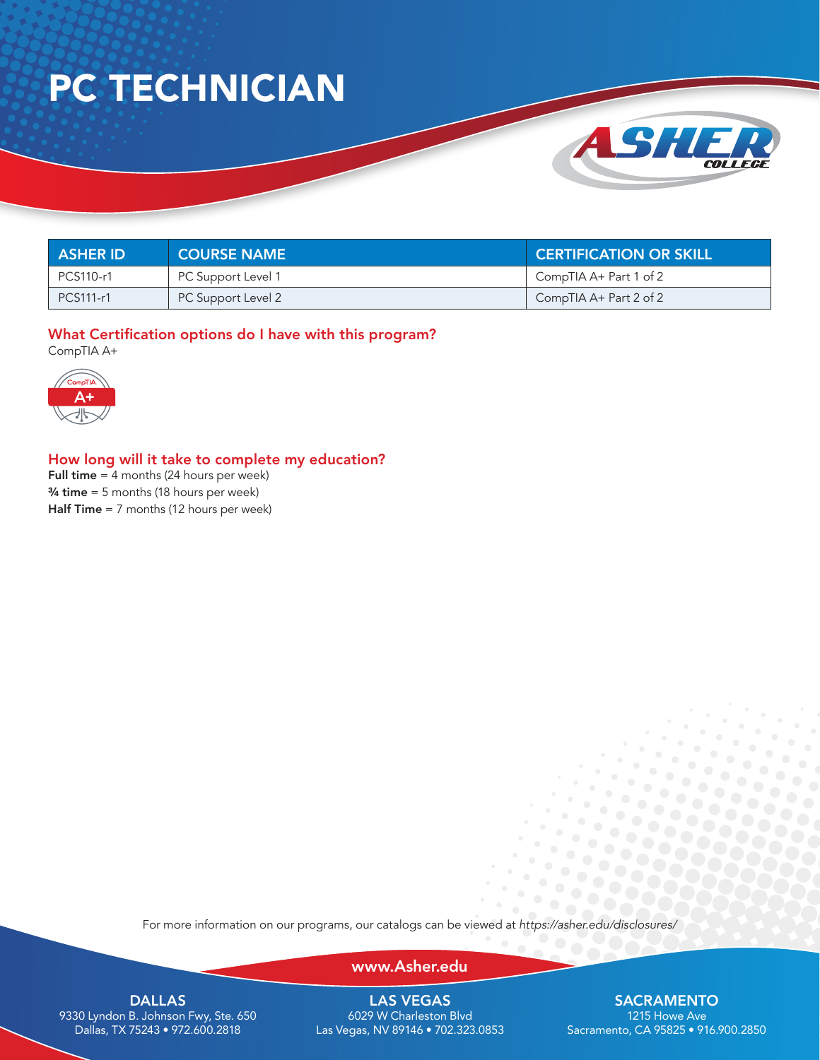# PC TECHNICIAN

| ASHER ID | COURSE NAME | CERTIFICATION OR SKILL |
|---|---|---|
| PCS110-r1 | PC Support Level 1 | CompTIA A+ Part 1 of 2 |
| PCS111-r1 | PC Support Level 2 | CompTIA A+ Part 2 of 2 |

## What Certification options do I have with this program?

CompTIA A+

## How long will it take to complete my education?

**Full time** = 4 months (24 hours per week)
**¾ time** = 5 months (18 hours per week)
**Half Time** = 7 months (12 hours per week)

For more information on our programs, our catalogs can be viewed at *https://asher.edu/disclosures/*

www.Asher.edu

**DALLAS**
9330 Lyndon B. Johnson Fwy, Ste. 650
Dallas, TX 75243 • 972.600.2818

**LAS VEGAS**
6029 W Charleston Blvd
Las Vegas, NV 89146 • 702.323.0853

**SACRAMENTO**
1215 Howe Ave
Sacramento, CA 95825 • 916.900.2850